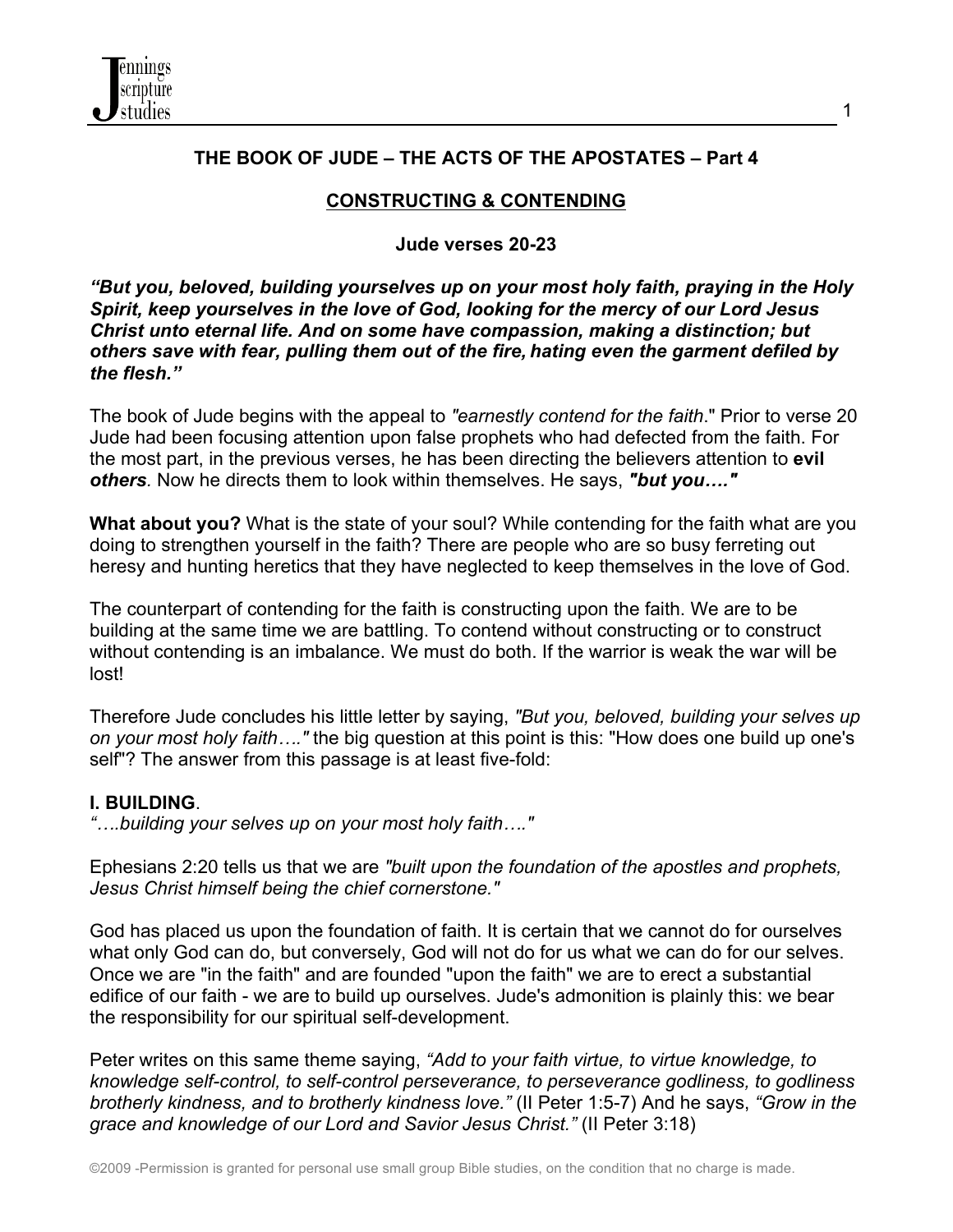## THE BOOK OF JUDE – THE ACTS OF THE APOSTATES – Part 4

### CONSTRUCTING & CONTENDING

**Jude verses 20-23**

***"But you, beloved, building yourselves up on your most holy faith, praying in the Holy Spirit, keep yourselves in the love of God, looking for the mercy of our Lord Jesus Christ unto eternal life. And on some have compassion, making a distinction; but others save with fear, pulling them out of the fire, hating even the garment defiled by the flesh."***

The book of Jude begins with the appeal to *"earnestly contend for the faith*." Prior to verse 20 Jude had been focusing attention upon false prophets who had defected from the faith. For the most part, in the previous verses, he has been directing the believers attention to **evil *others***. Now he directs them to look within themselves. He says, ***"but you…."***

**What about you?** What is the state of your soul? While contending for the faith what are you doing to strengthen yourself in the faith? There are people who are so busy ferreting out heresy and hunting heretics that they have neglected to keep themselves in the love of God.

The counterpart of contending for the faith is constructing upon the faith. We are to be building at the same time we are battling. To contend without constructing or to construct without contending is an imbalance. We must do both. If the warrior is weak the war will be lost!

Therefore Jude concludes his little letter by saying, *"But you, beloved, building your selves up on your most holy faith…."* the big question at this point is this: "How does one build up one's self"? The answer from this passage is at least five-fold:

**I. BUILDING**.

*"….building your selves up on your most holy faith…."*

Ephesians 2:20 tells us that we are *"built upon the foundation of the apostles and prophets, Jesus Christ himself being the chief cornerstone."*

God has placed us upon the foundation of faith. It is certain that we cannot do for ourselves what only God can do, but conversely, God will not do for us what we can do for our selves. Once we are "in the faith" and are founded "upon the faith" we are to erect a substantial edifice of our faith - we are to build up ourselves. Jude's admonition is plainly this: we bear the responsibility for our spiritual self-development.

Peter writes on this same theme saying, *"Add to your faith virtue, to virtue knowledge, to knowledge self-control, to self-control perseverance, to perseverance godliness, to godliness brotherly kindness, and to brotherly kindness love."* (II Peter 1:5-7) And he says, *"Grow in the grace and knowledge of our Lord and Savior Jesus Christ."* (II Peter 3:18)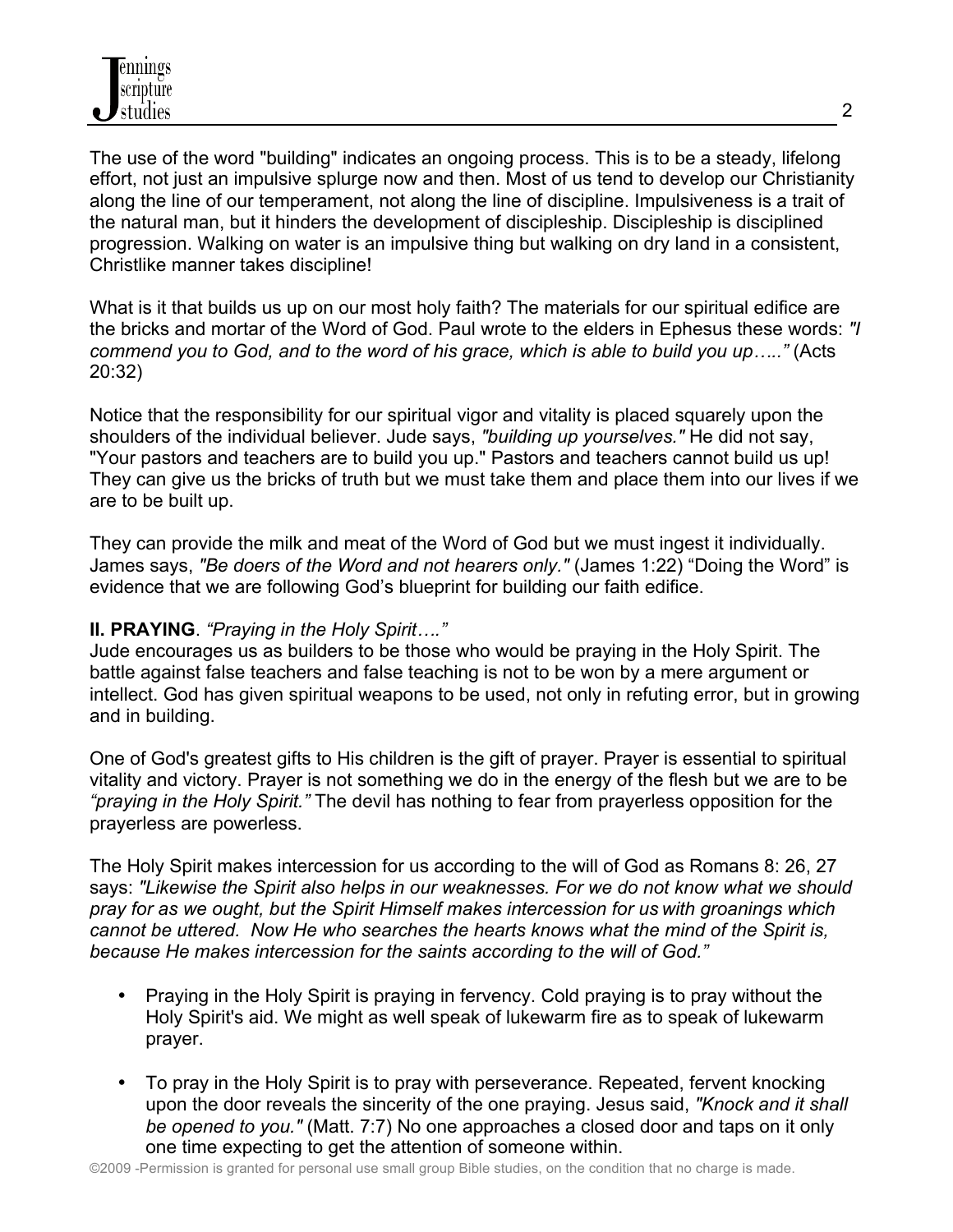The use of the word "building" indicates an ongoing process. This is to be a steady, lifelong effort, not just an impulsive splurge now and then. Most of us tend to develop our Christianity along the line of our temperament, not along the line of discipline. Impulsiveness is a trait of the natural man, but it hinders the development of discipleship. Discipleship is disciplined progression. Walking on water is an impulsive thing but walking on dry land in a consistent, Christlike manner takes discipline!

What is it that builds us up on our most holy faith? The materials for our spiritual edifice are the bricks and mortar of the Word of God. Paul wrote to the elders in Ephesus these words: *"I commend you to God, and to the word of his grace, which is able to build you up….."* (Acts 20:32)

Notice that the responsibility for our spiritual vigor and vitality is placed squarely upon the shoulders of the individual believer. Jude says, *"building up yourselves."* He did not say, "Your pastors and teachers are to build you up." Pastors and teachers cannot build us up! They can give us the bricks of truth but we must take them and place them into our lives if we are to be built up.

They can provide the milk and meat of the Word of God but we must ingest it individually. James says, *"Be doers of the Word and not hearers only."* (James 1:22) "Doing the Word" is evidence that we are following God's blueprint for building our faith edifice.

**II. PRAYING**. *"Praying in the Holy Spirit…."*

Jude encourages us as builders to be those who would be praying in the Holy Spirit. The battle against false teachers and false teaching is not to be won by a mere argument or intellect. God has given spiritual weapons to be used, not only in refuting error, but in growing and in building.

One of God's greatest gifts to His children is the gift of prayer. Prayer is essential to spiritual vitality and victory. Prayer is not something we do in the energy of the flesh but we are to be *"praying in the Holy Spirit."* The devil has nothing to fear from prayerless opposition for the prayerless are powerless.

The Holy Spirit makes intercession for us according to the will of God as Romans 8: 26, 27 says: *"Likewise the Spirit also helps in our weaknesses. For we do not know what we should pray for as we ought, but the Spirit Himself makes intercession for us with groanings which cannot be uttered. Now He who searches the hearts knows what the mind of the Spirit is, because He makes intercession for the saints according to the will of God."*

- Praying in the Holy Spirit is praying in fervency. Cold praying is to pray without the Holy Spirit's aid. We might as well speak of lukewarm fire as to speak of lukewarm prayer.

- To pray in the Holy Spirit is to pray with perseverance. Repeated, fervent knocking upon the door reveals the sincerity of the one praying. Jesus said, *"Knock and it shall be opened to you."* (Matt. 7:7) No one approaches a closed door and taps on it only one time expecting to get the attention of someone within.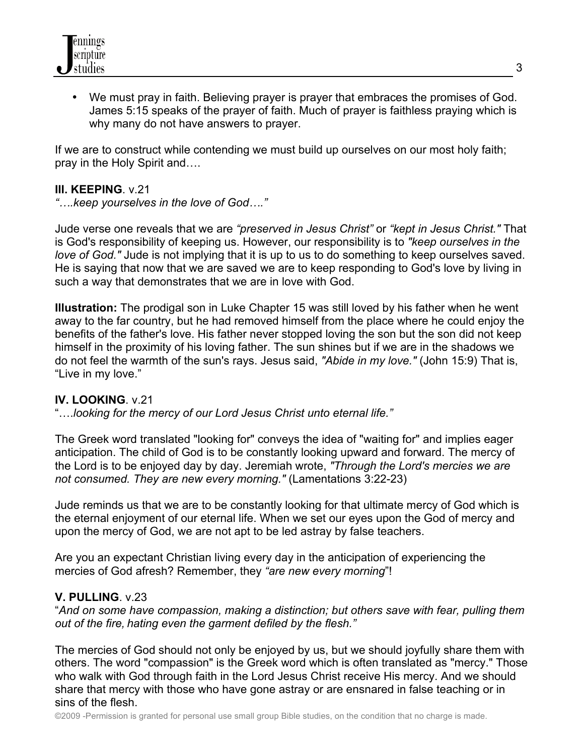- We must pray in faith. Believing prayer is prayer that embraces the promises of God. James 5:15 speaks of the prayer of faith. Much of prayer is faithless praying which is why many do not have answers to prayer.

If we are to construct while contending we must build up ourselves on our most holy faith; pray in the Holy Spirit and….

**III. KEEPING**. v.21
*"….keep yourselves in the love of God…."*

Jude verse one reveals that we are *"preserved in Jesus Christ"* or *"kept in Jesus Christ."* That is God's responsibility of keeping us. However, our responsibility is to *"keep ourselves in the love of God."* Jude is not implying that it is up to us to do something to keep ourselves saved. He is saying that now that we are saved we are to keep responding to God's love by living in such a way that demonstrates that we are in love with God.

**Illustration:** The prodigal son in Luke Chapter 15 was still loved by his father when he went away to the far country, but he had removed himself from the place where he could enjoy the benefits of the father's love. His father never stopped loving the son but the son did not keep himself in the proximity of his loving father. The sun shines but if we are in the shadows we do not feel the warmth of the sun's rays. Jesus said, *"Abide in my love."* (John 15:9) That is, "Live in my love."

**IV. LOOKING**. v.21
"….*looking for the mercy of our Lord Jesus Christ unto eternal life."*

The Greek word translated "looking for" conveys the idea of "waiting for" and implies eager anticipation. The child of God is to be constantly looking upward and forward. The mercy of the Lord is to be enjoyed day by day. Jeremiah wrote, *"Through the Lord's mercies we are not consumed. They are new every morning."* (Lamentations 3:22-23)

Jude reminds us that we are to be constantly looking for that ultimate mercy of God which is the eternal enjoyment of our eternal life. When we set our eyes upon the God of mercy and upon the mercy of God, we are not apt to be led astray by false teachers.

Are you an expectant Christian living every day in the anticipation of experiencing the mercies of God afresh? Remember, they *"are new every morning*"!

**V. PULLING**. v.23
"*And on some have compassion, making a distinction; but others save with fear, pulling them out of the fire, hating even the garment defiled by the flesh."*

The mercies of God should not only be enjoyed by us, but we should joyfully share them with others. The word "compassion" is the Greek word which is often translated as "mercy." Those who walk with God through faith in the Lord Jesus Christ receive His mercy. And we should share that mercy with those who have gone astray or are ensnared in false teaching or in sins of the flesh.

©2009 -Permission is granted for personal use small group Bible studies, on the condition that no charge is made.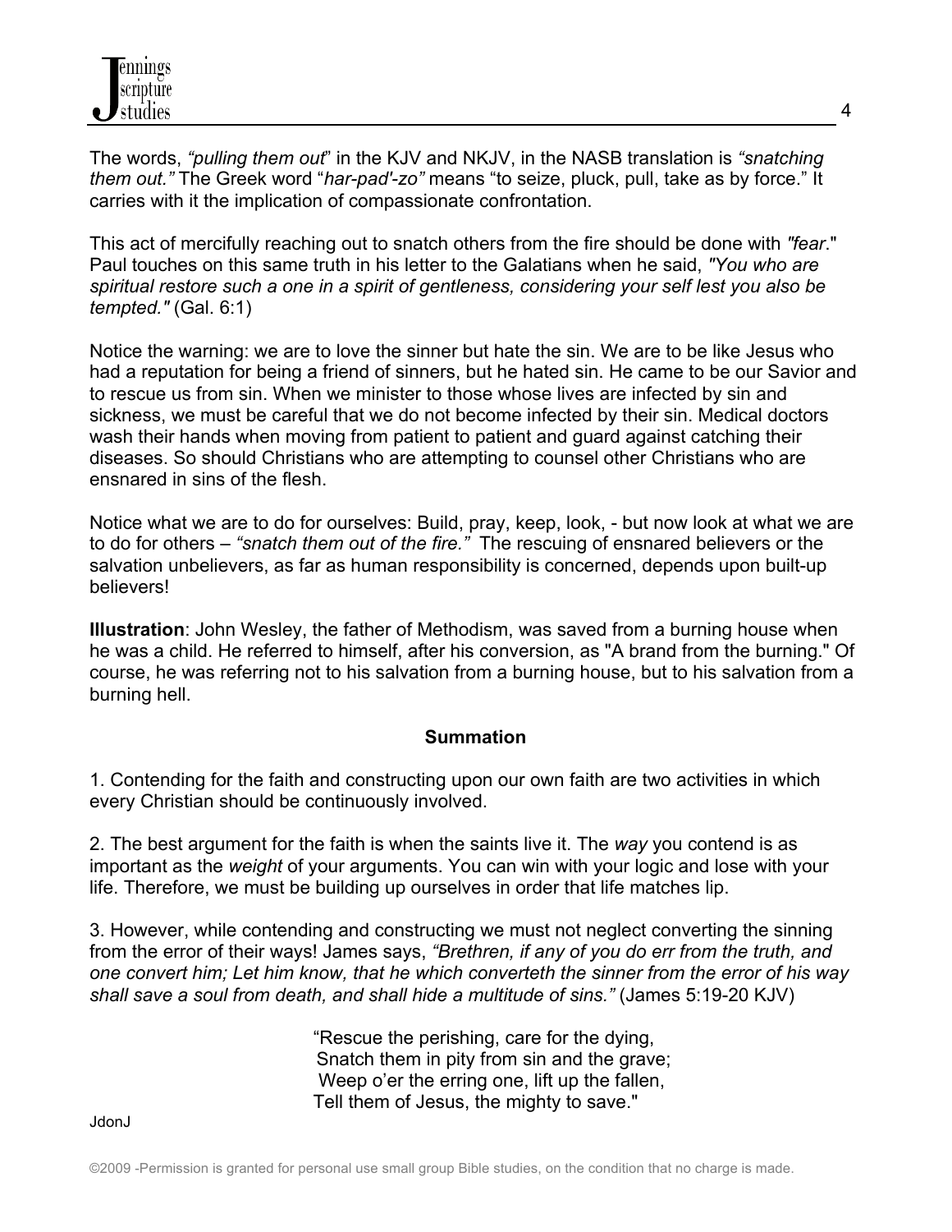The words, *"pulling them out*" in the KJV and NKJV, in the NASB translation is *"snatching them out."* The Greek word "*har-pad'-zo"* means "to seize, pluck, pull, take as by force." It carries with it the implication of compassionate confrontation.

This act of mercifully reaching out to snatch others from the fire should be done with *"fear*." Paul touches on this same truth in his letter to the Galatians when he said, *"You who are spiritual restore such a one in a spirit of gentleness, considering your self lest you also be tempted."* (Gal. 6:1)

Notice the warning: we are to love the sinner but hate the sin. We are to be like Jesus who had a reputation for being a friend of sinners, but he hated sin. He came to be our Savior and to rescue us from sin. When we minister to those whose lives are infected by sin and sickness, we must be careful that we do not become infected by their sin. Medical doctors wash their hands when moving from patient to patient and guard against catching their diseases. So should Christians who are attempting to counsel other Christians who are ensnared in sins of the flesh.

Notice what we are to do for ourselves: Build, pray, keep, look, - but now look at what we are to do for others – *"snatch them out of the fire."* The rescuing of ensnared believers or the salvation unbelievers, as far as human responsibility is concerned, depends upon built-up believers!

**Illustration**: John Wesley, the father of Methodism, was saved from a burning house when he was a child. He referred to himself, after his conversion, as "A brand from the burning." Of course, he was referring not to his salvation from a burning house, but to his salvation from a burning hell.

**Summation**

1. Contending for the faith and constructing upon our own faith are two activities in which every Christian should be continuously involved.

2. The best argument for the faith is when the saints live it. The *way* you contend is as important as the *weight* of your arguments. You can win with your logic and lose with your life. Therefore, we must be building up ourselves in order that life matches lip.

3. However, while contending and constructing we must not neglect converting the sinning from the error of their ways! James says, *"Brethren, if any of you do err from the truth, and one convert him; Let him know, that he which converteth the sinner from the error of his way shall save a soul from death, and shall hide a multitude of sins."* (James 5:19-20 KJV)

"Rescue the perishing, care for the dying,
Snatch them in pity from sin and the grave;
Weep o'er the erring one, lift up the fallen,
Tell them of Jesus, the mighty to save."

JdonJ

©2009 -Permission is granted for personal use small group Bible studies, on the condition that no charge is made.